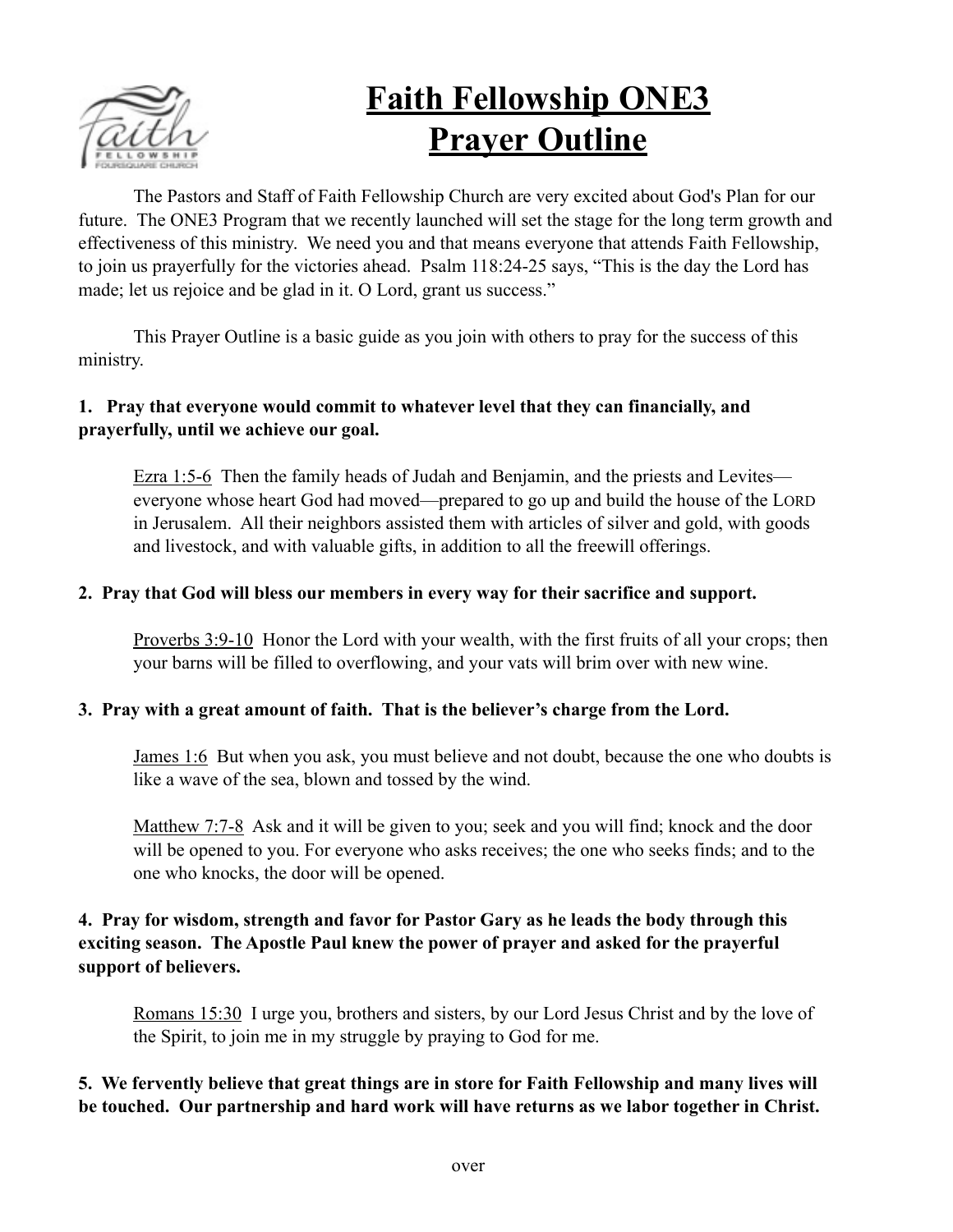# Faith Fellowship ONE3 Prayer Outline

The Pastors and Staff of Faith Fellowship Church are very excited about God's Plan for our future. The ONE3 Program that we recently launched will set the stage for the long term growth and effectiveness of this ministry. We need you and that means everyone that attends Faith Fellowship, to join us prayerfully for the victories ahead. Psalm 118:24-25 says, "This is the day the Lord has made; let us rejoice and be glad in it. O Lord, grant us success."

This Prayer Outline is a basic guide as you join with others to pray for the success of this ministry.

**1. Pray that everyone would commit to whatever level that they can financially, and prayerfully, until we achieve our goal.**

> Ezra 1:5-6 Then the family heads of Judah and Benjamin, and the priests and Levites—everyone whose heart God had moved—prepared to go up and build the house of the LORD in Jerusalem. All their neighbors assisted them with articles of silver and gold, with goods and livestock, and with valuable gifts, in addition to all the freewill offerings.

**2. Pray that God will bless our members in every way for their sacrifice and support.**

> Proverbs 3:9-10 Honor the Lord with your wealth, with the first fruits of all your crops; then your barns will be filled to overflowing, and your vats will brim over with new wine.

**3. Pray with a great amount of faith. That is the believer's charge from the Lord.**

> James 1:6 But when you ask, you must believe and not doubt, because the one who doubts is like a wave of the sea, blown and tossed by the wind.
>
> Matthew 7:7-8 Ask and it will be given to you; seek and you will find; knock and the door will be opened to you. For everyone who asks receives; the one who seeks finds; and to the one who knocks, the door will be opened.

**4. Pray for wisdom, strength and favor for Pastor Gary as he leads the body through this exciting season. The Apostle Paul knew the power of prayer and asked for the prayerful support of believers.**

> Romans 15:30 I urge you, brothers and sisters, by our Lord Jesus Christ and by the love of the Spirit, to join me in my struggle by praying to God for me.

**5. We fervently believe that great things are in store for Faith Fellowship and many lives will be touched. Our partnership and hard work will have returns as we labor together in Christ.**

over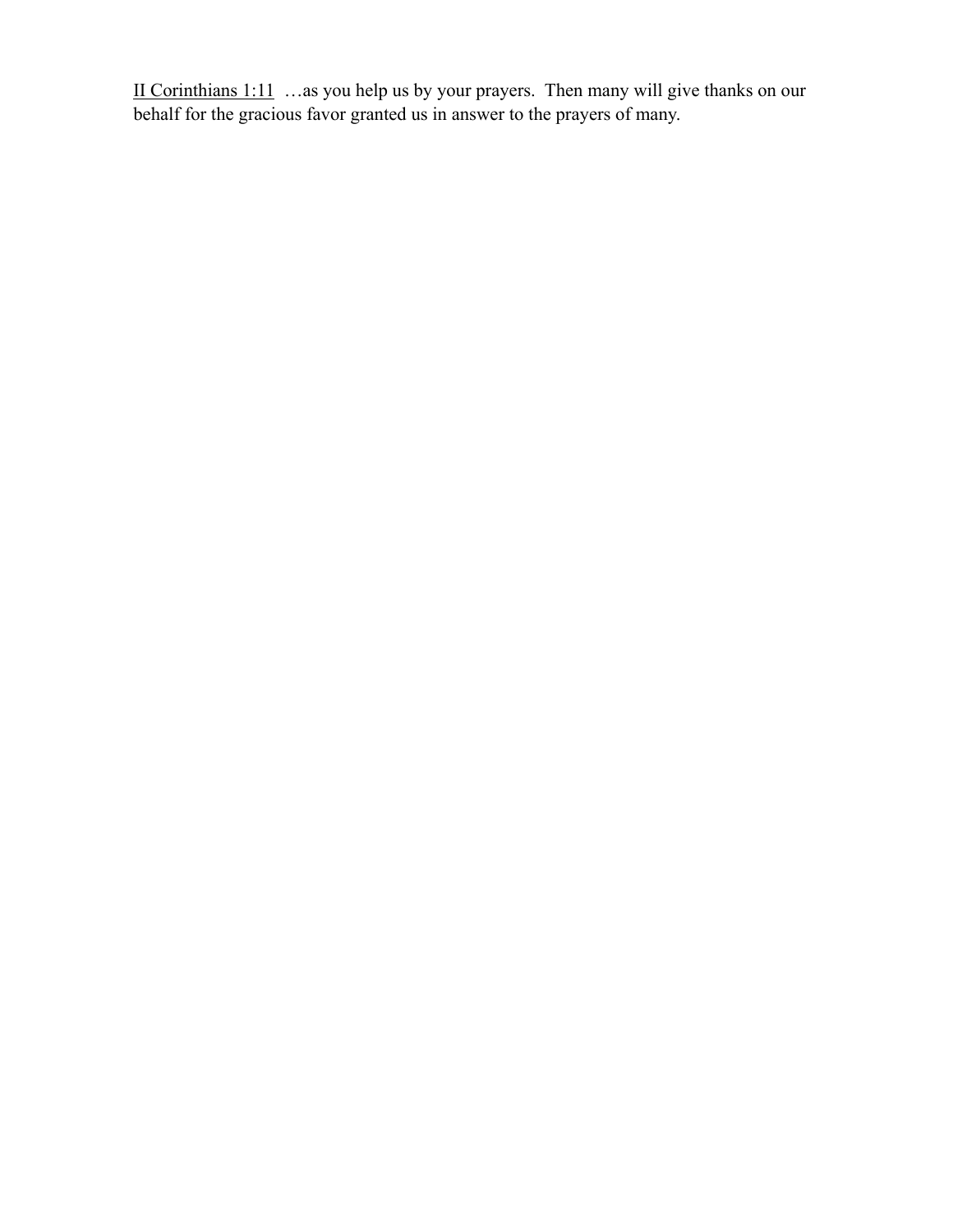<u>II Corinthians 1:11</u>  …as you help us by your prayers.  Then many will give thanks on our behalf for the gracious favor granted us in answer to the prayers of many.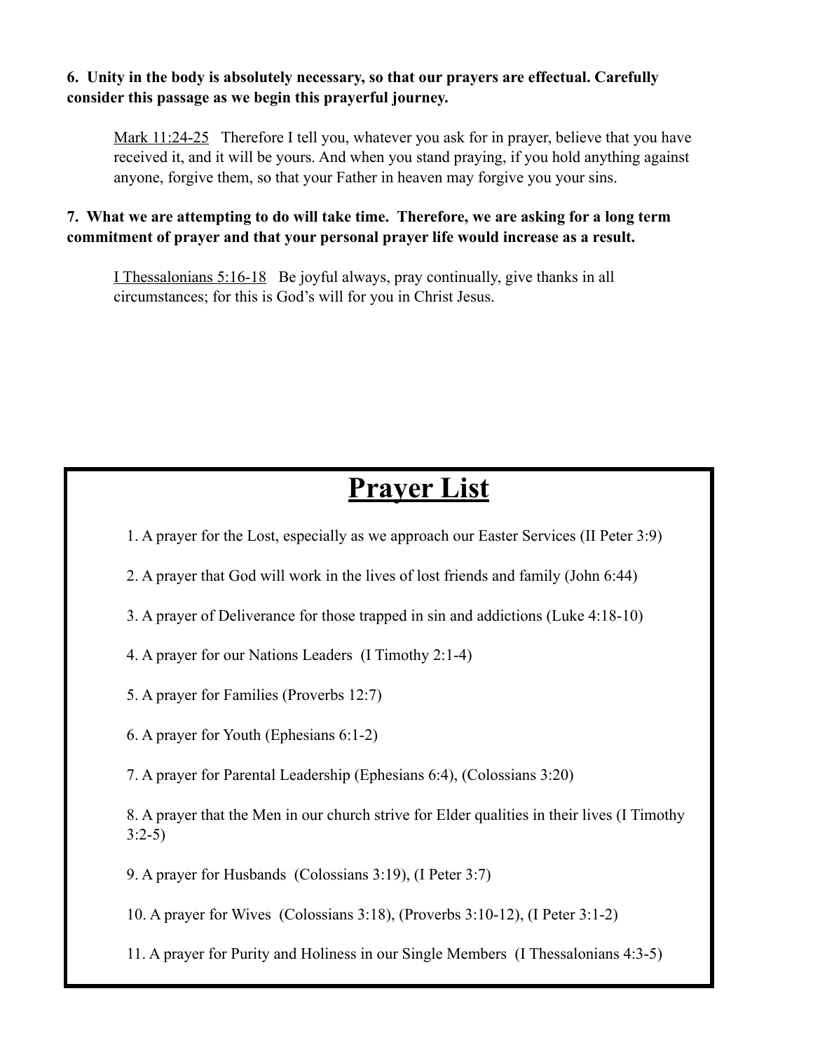**6. Unity in the body is absolutely necessary, so that our prayers are effectual. Carefully consider this passage as we begin this prayerful journey.**

> Mark 11:24-25 Therefore I tell you, whatever you ask for in prayer, believe that you have received it, and it will be yours. And when you stand praying, if you hold anything against anyone, forgive them, so that your Father in heaven may forgive you your sins.

**7. What we are attempting to do will take time. Therefore, we are asking for a long term commitment of prayer and that your personal prayer life would increase as a result.**

> I Thessalonians 5:16-18 Be joyful always, pray continually, give thanks in all circumstances; for this is God's will for you in Christ Jesus.

# Prayer List

1. A prayer for the Lost, especially as we approach our Easter Services (II Peter 3:9)
2. A prayer that God will work in the lives of lost friends and family (John 6:44)
3. A prayer of Deliverance for those trapped in sin and addictions (Luke 4:18-10)
4. A prayer for our Nations Leaders (I Timothy 2:1-4)
5. A prayer for Families (Proverbs 12:7)
6. A prayer for Youth (Ephesians 6:1-2)
7. A prayer for Parental Leadership (Ephesians 6:4), (Colossians 3:20)
8. A prayer that the Men in our church strive for Elder qualities in their lives (I Timothy 3:2-5)
9. A prayer for Husbands (Colossians 3:19), (I Peter 3:7)
10. A prayer for Wives (Colossians 3:18), (Proverbs 3:10-12), (I Peter 3:1-2)
11. A prayer for Purity and Holiness in our Single Members (I Thessalonians 4:3-5)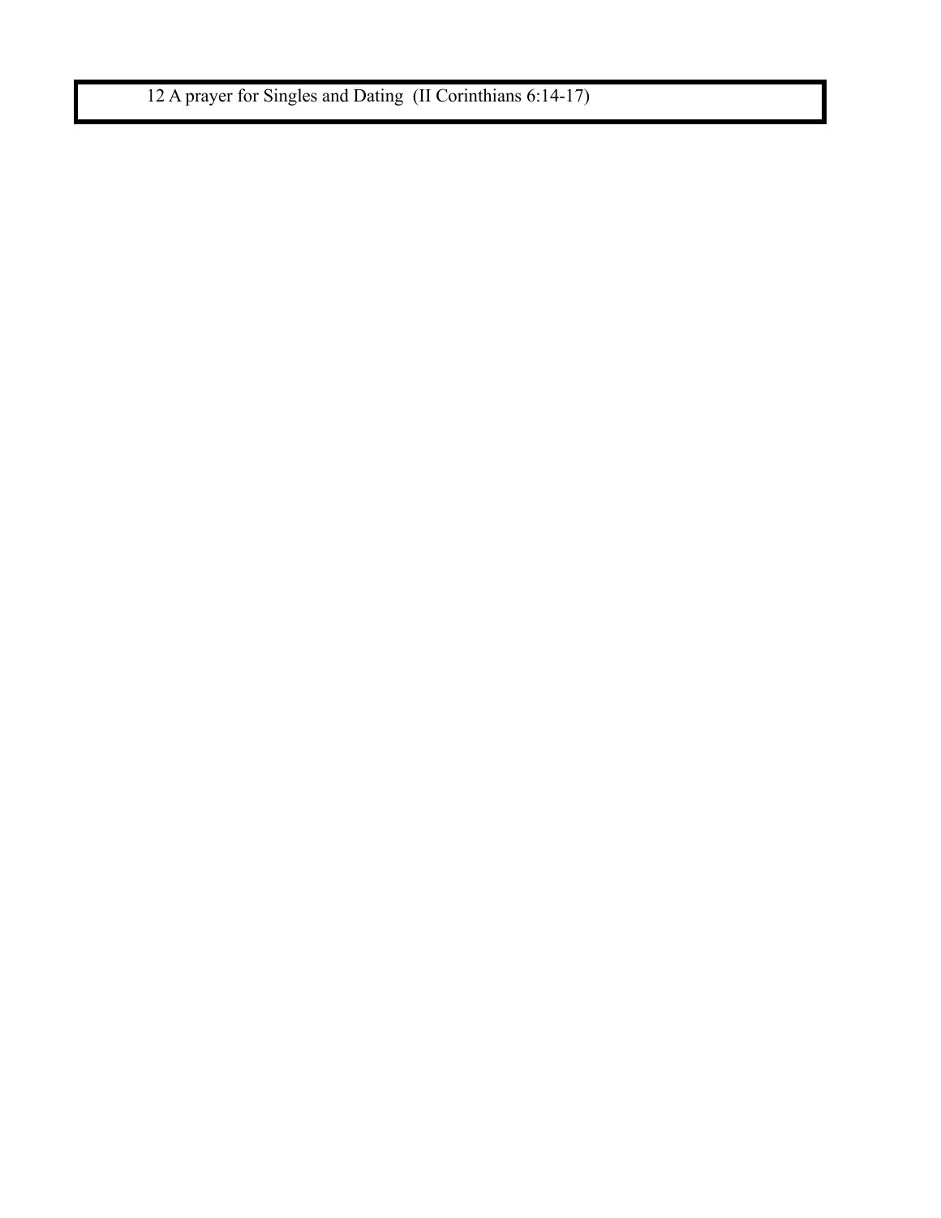12 A prayer for Singles and Dating (II Corinthians 6:14-17)